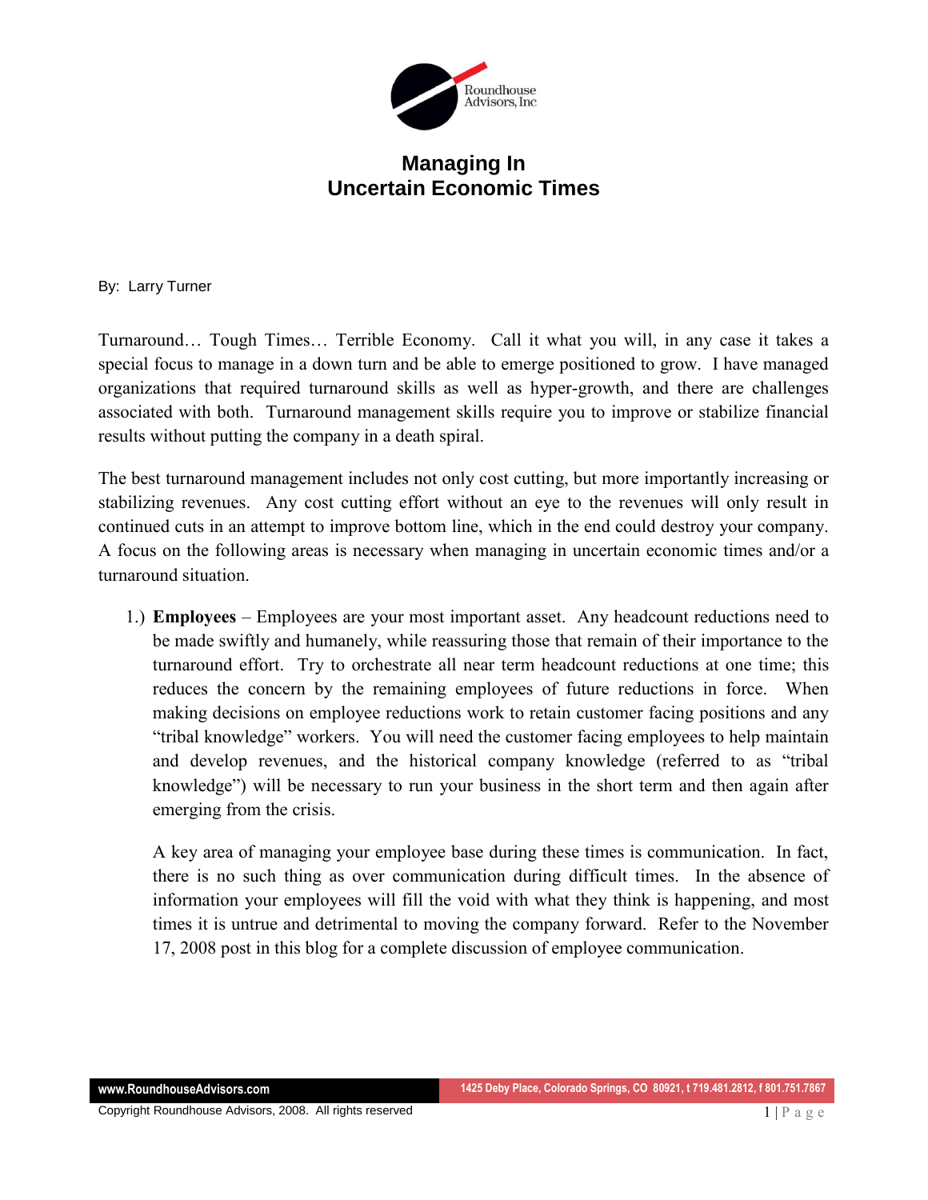Roundhouse Advisors, Inc

# Managing In Uncertain Economic Times

By: Larry Turner

Turnaround… Tough Times… Terrible Economy. Call it what you will, in any case it takes a special focus to manage in a down turn and be able to emerge positioned to grow. I have managed organizations that required turnaround skills as well as hyper-growth, and there are challenges associated with both. Turnaround management skills require you to improve or stabilize financial results without putting the company in a death spiral.

The best turnaround management includes not only cost cutting, but more importantly increasing or stabilizing revenues. Any cost cutting effort without an eye to the revenues will only result in continued cuts in an attempt to improve bottom line, which in the end could destroy your company. A focus on the following areas is necessary when managing in uncertain economic times and/or a turnaround situation.

1.) **Employees** – Employees are your most important asset. Any headcount reductions need to be made swiftly and humanely, while reassuring those that remain of their importance to the turnaround effort. Try to orchestrate all near term headcount reductions at one time; this reduces the concern by the remaining employees of future reductions in force. When making decisions on employee reductions work to retain customer facing positions and any "tribal knowledge" workers. You will need the customer facing employees to help maintain and develop revenues, and the historical company knowledge (referred to as "tribal knowledge") will be necessary to run your business in the short term and then again after emerging from the crisis.

   A key area of managing your employee base during these times is communication. In fact, there is no such thing as over communication during difficult times. In the absence of information your employees will fill the void with what they think is happening, and most times it is untrue and detrimental to moving the company forward. Refer to the November 17, 2008 post in this blog for a complete discussion of employee communication.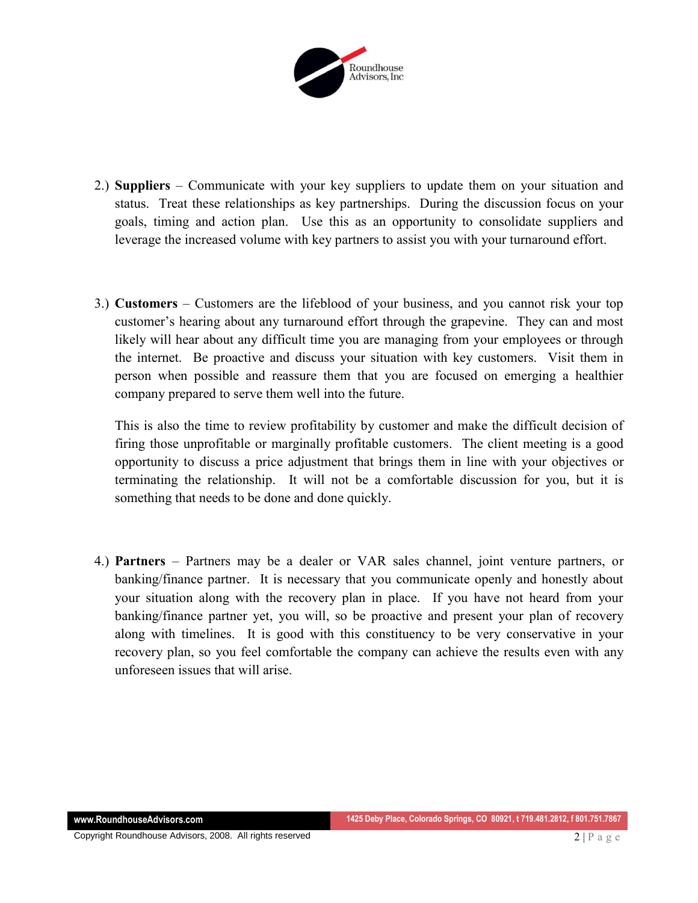2.) **Suppliers** – Communicate with your key suppliers to update them on your situation and status. Treat these relationships as key partnerships. During the discussion focus on your goals, timing and action plan. Use this as an opportunity to consolidate suppliers and leverage the increased volume with key partners to assist you with your turnaround effort.

3.) **Customers** – Customers are the lifeblood of your business, and you cannot risk your top customer's hearing about any turnaround effort through the grapevine. They can and most likely will hear about any difficult time you are managing from your employees or through the internet. Be proactive and discuss your situation with key customers. Visit them in person when possible and reassure them that you are focused on emerging a healthier company prepared to serve them well into the future.

This is also the time to review profitability by customer and make the difficult decision of firing those unprofitable or marginally profitable customers. The client meeting is a good opportunity to discuss a price adjustment that brings them in line with your objectives or terminating the relationship. It will not be a comfortable discussion for you, but it is something that needs to be done and done quickly.

4.) **Partners** – Partners may be a dealer or VAR sales channel, joint venture partners, or banking/finance partner. It is necessary that you communicate openly and honestly about your situation along with the recovery plan in place. If you have not heard from your banking/finance partner yet, you will, so be proactive and present your plan of recovery along with timelines. It is good with this constituency to be very conservative in your recovery plan, so you feel comfortable the company can achieve the results even with any unforeseen issues that will arise.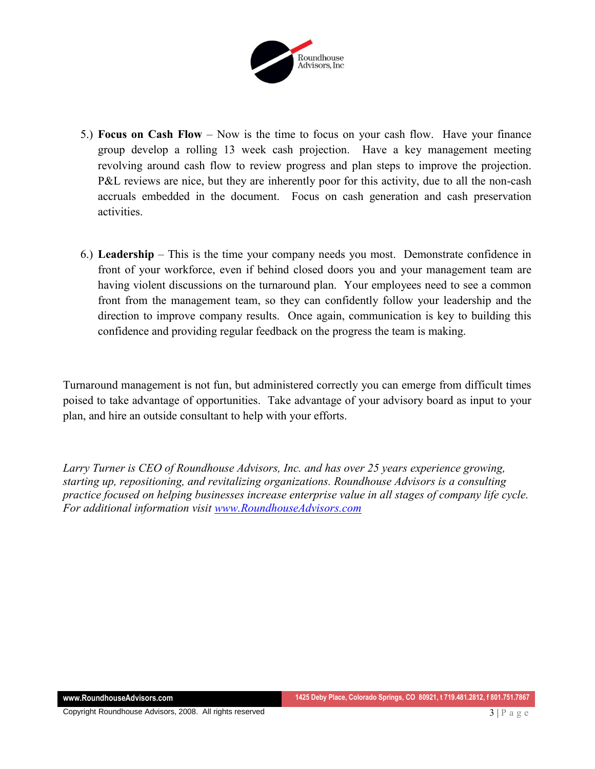5.) **Focus on Cash Flow** – Now is the time to focus on your cash flow. Have your finance group develop a rolling 13 week cash projection. Have a key management meeting revolving around cash flow to review progress and plan steps to improve the projection. P&L reviews are nice, but they are inherently poor for this activity, due to all the non-cash accruals embedded in the document. Focus on cash generation and cash preservation activities.

6.) **Leadership** – This is the time your company needs you most. Demonstrate confidence in front of your workforce, even if behind closed doors you and your management team are having violent discussions on the turnaround plan. Your employees need to see a common front from the management team, so they can confidently follow your leadership and the direction to improve company results. Once again, communication is key to building this confidence and providing regular feedback on the progress the team is making.

Turnaround management is not fun, but administered correctly you can emerge from difficult times poised to take advantage of opportunities. Take advantage of your advisory board as input to your plan, and hire an outside consultant to help with your efforts.

*Larry Turner is CEO of Roundhouse Advisors, Inc. and has over 25 years experience growing, starting up, repositioning, and revitalizing organizations. Roundhouse Advisors is a consulting practice focused on helping businesses increase enterprise value in all stages of company life cycle. For additional information visit [www.RoundhouseAdvisors.com](http://www.RoundhouseAdvisors.com)*